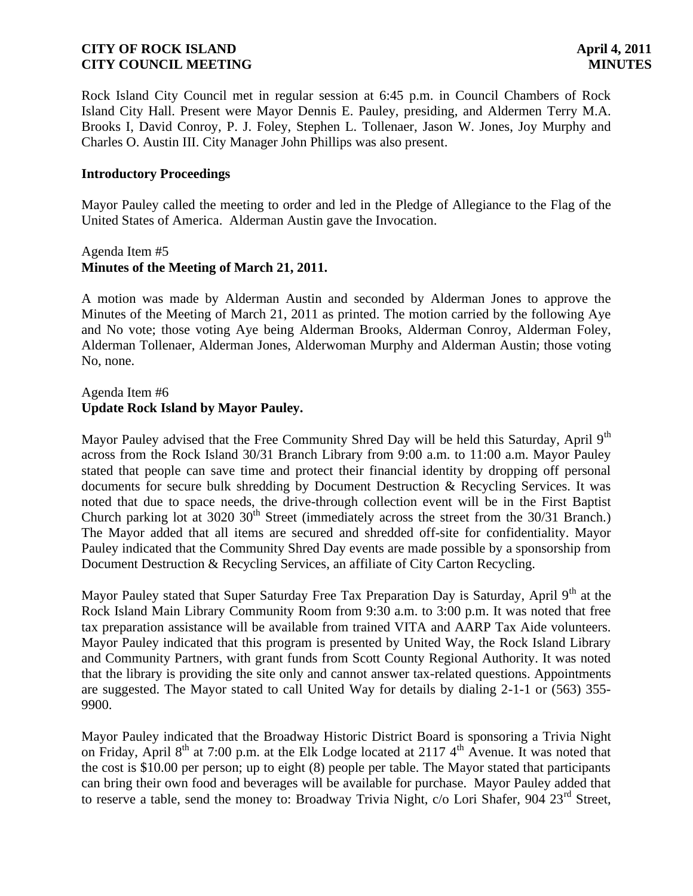Rock Island City Council met in regular session at 6:45 p.m. in Council Chambers of Rock Island City Hall. Present were Mayor Dennis E. Pauley, presiding, and Aldermen Terry M.A. Brooks I, David Conroy, P. J. Foley, Stephen L. Tollenaer, Jason W. Jones, Joy Murphy and Charles O. Austin III. City Manager John Phillips was also present.

**Introductory Proceedings**

Mayor Pauley called the meeting to order and led in the Pledge of Allegiance to the Flag of the United States of America. Alderman Austin gave the Invocation.

Agenda Item #5
**Minutes of the Meeting of March 21, 2011.**

A motion was made by Alderman Austin and seconded by Alderman Jones to approve the Minutes of the Meeting of March 21, 2011 as printed. The motion carried by the following Aye and No vote; those voting Aye being Alderman Brooks, Alderman Conroy, Alderman Foley, Alderman Tollenaer, Alderman Jones, Alderwoman Murphy and Alderman Austin; those voting No, none.

Agenda Item #6
**Update Rock Island by Mayor Pauley.**

Mayor Pauley advised that the Free Community Shred Day will be held this Saturday, April 9th across from the Rock Island 30/31 Branch Library from 9:00 a.m. to 11:00 a.m. Mayor Pauley stated that people can save time and protect their financial identity by dropping off personal documents for secure bulk shredding by Document Destruction & Recycling Services. It was noted that due to space needs, the drive-through collection event will be in the First Baptist Church parking lot at 3020 30th Street (immediately across the street from the 30/31 Branch.) The Mayor added that all items are secured and shredded off-site for confidentiality. Mayor Pauley indicated that the Community Shred Day events are made possible by a sponsorship from Document Destruction & Recycling Services, an affiliate of City Carton Recycling.

Mayor Pauley stated that Super Saturday Free Tax Preparation Day is Saturday, April 9th at the Rock Island Main Library Community Room from 9:30 a.m. to 3:00 p.m. It was noted that free tax preparation assistance will be available from trained VITA and AARP Tax Aide volunteers. Mayor Pauley indicated that this program is presented by United Way, the Rock Island Library and Community Partners, with grant funds from Scott County Regional Authority. It was noted that the library is providing the site only and cannot answer tax-related questions. Appointments are suggested. The Mayor stated to call United Way for details by dialing 2-1-1 or (563) 355-9900.

Mayor Pauley indicated that the Broadway Historic District Board is sponsoring a Trivia Night on Friday, April 8th at 7:00 p.m. at the Elk Lodge located at 2117 4th Avenue. It was noted that the cost is $10.00 per person; up to eight (8) people per table. The Mayor stated that participants can bring their own food and beverages will be available for purchase. Mayor Pauley added that to reserve a table, send the money to: Broadway Trivia Night, c/o Lori Shafer, 904 23rd Street,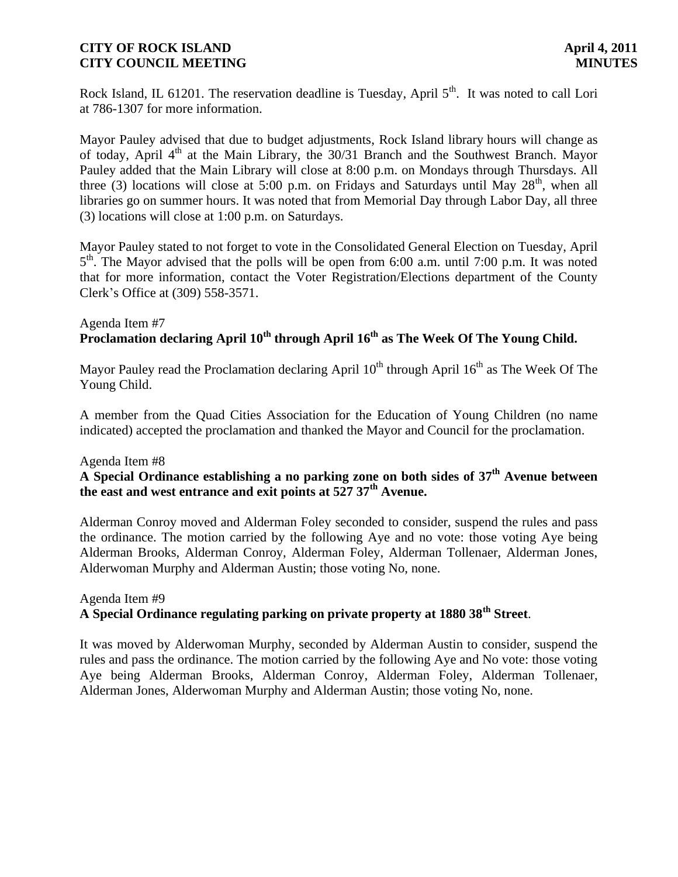Rock Island, IL 61201. The reservation deadline is Tuesday, April 5th. It was noted to call Lori at 786-1307 for more information.

Mayor Pauley advised that due to budget adjustments, Rock Island library hours will change as of today, April 4th at the Main Library, the 30/31 Branch and the Southwest Branch. Mayor Pauley added that the Main Library will close at 8:00 p.m. on Mondays through Thursdays. All three (3) locations will close at 5:00 p.m. on Fridays and Saturdays until May 28th, when all libraries go on summer hours. It was noted that from Memorial Day through Labor Day, all three (3) locations will close at 1:00 p.m. on Saturdays.

Mayor Pauley stated to not forget to vote in the Consolidated General Election on Tuesday, April 5th. The Mayor advised that the polls will be open from 6:00 a.m. until 7:00 p.m. It was noted that for more information, contact the Voter Registration/Elections department of the County Clerk's Office at (309) 558-3571.

Agenda Item #7
**Proclamation declaring April 10th through April 16th as The Week Of The Young Child.**

Mayor Pauley read the Proclamation declaring April 10th through April 16th as The Week Of The Young Child.

A member from the Quad Cities Association for the Education of Young Children (no name indicated) accepted the proclamation and thanked the Mayor and Council for the proclamation.

Agenda Item #8
**A Special Ordinance establishing a no parking zone on both sides of 37th Avenue between the east and west entrance and exit points at 527 37th Avenue.**

Alderman Conroy moved and Alderman Foley seconded to consider, suspend the rules and pass the ordinance. The motion carried by the following Aye and no vote: those voting Aye being Alderman Brooks, Alderman Conroy, Alderman Foley, Alderman Tollenaer, Alderman Jones, Alderwoman Murphy and Alderman Austin; those voting No, none.

Agenda Item #9
**A Special Ordinance regulating parking on private property at 1880 38th Street**.

It was moved by Alderwoman Murphy, seconded by Alderman Austin to consider, suspend the rules and pass the ordinance. The motion carried by the following Aye and No vote: those voting Aye being Alderman Brooks, Alderman Conroy, Alderman Foley, Alderman Tollenaer, Alderman Jones, Alderwoman Murphy and Alderman Austin; those voting No, none.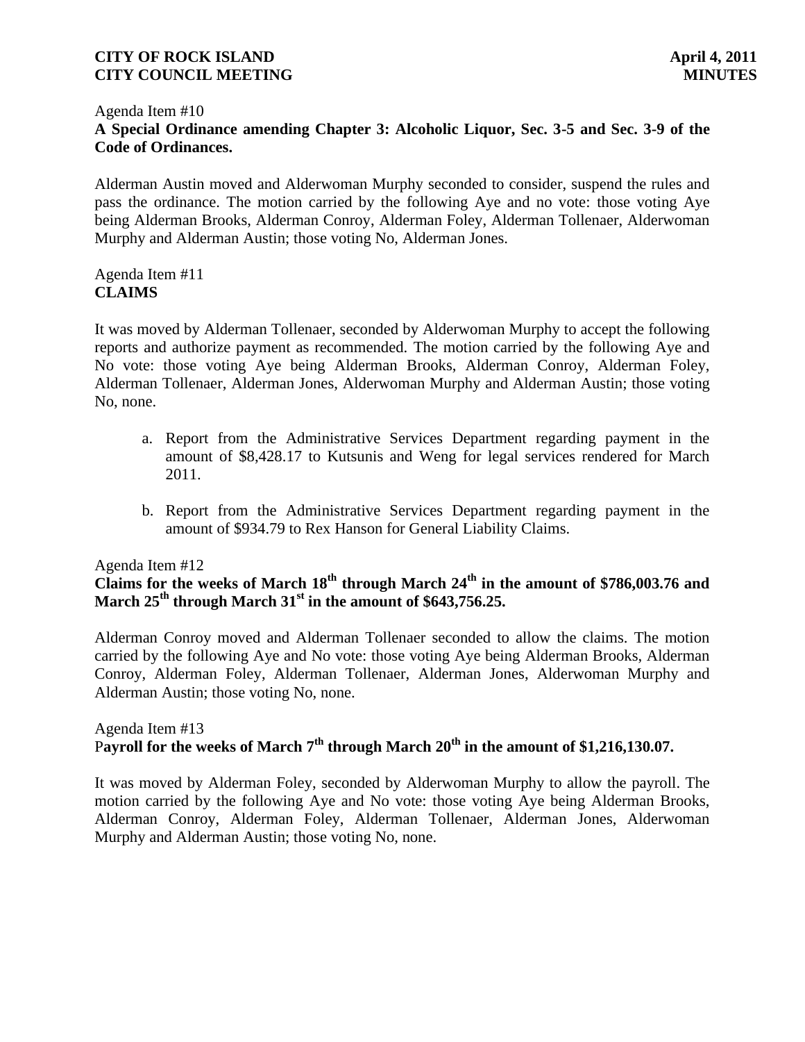Agenda Item #10

**A Special Ordinance amending Chapter 3: Alcoholic Liquor, Sec. 3-5 and Sec. 3-9 of the Code of Ordinances.**

Alderman Austin moved and Alderwoman Murphy seconded to consider, suspend the rules and pass the ordinance. The motion carried by the following Aye and no vote: those voting Aye being Alderman Brooks, Alderman Conroy, Alderman Foley, Alderman Tollenaer, Alderwoman Murphy and Alderman Austin; those voting No, Alderman Jones.

Agenda Item #11

**CLAIMS**

It was moved by Alderman Tollenaer, seconded by Alderwoman Murphy to accept the following reports and authorize payment as recommended. The motion carried by the following Aye and No vote: those voting Aye being Alderman Brooks, Alderman Conroy, Alderman Foley, Alderman Tollenaer, Alderman Jones, Alderwoman Murphy and Alderman Austin; those voting No, none.

a. Report from the Administrative Services Department regarding payment in the amount of $8,428.17 to Kutsunis and Weng for legal services rendered for March 2011.

b. Report from the Administrative Services Department regarding payment in the amount of $934.79 to Rex Hanson for General Liability Claims.

Agenda Item #12

**Claims for the weeks of March 18th through March 24th in the amount of $786,003.76 and March 25th through March 31st in the amount of $643,756.25.**

Alderman Conroy moved and Alderman Tollenaer seconded to allow the claims. The motion carried by the following Aye and No vote: those voting Aye being Alderman Brooks, Alderman Conroy, Alderman Foley, Alderman Tollenaer, Alderman Jones, Alderwoman Murphy and Alderman Austin; those voting No, none.

Agenda Item #13

**Payroll for the weeks of March 7th through March 20th in the amount of $1,216,130.07.**

It was moved by Alderman Foley, seconded by Alderwoman Murphy to allow the payroll. The motion carried by the following Aye and No vote: those voting Aye being Alderman Brooks, Alderman Conroy, Alderman Foley, Alderman Tollenaer, Alderman Jones, Alderwoman Murphy and Alderman Austin; those voting No, none.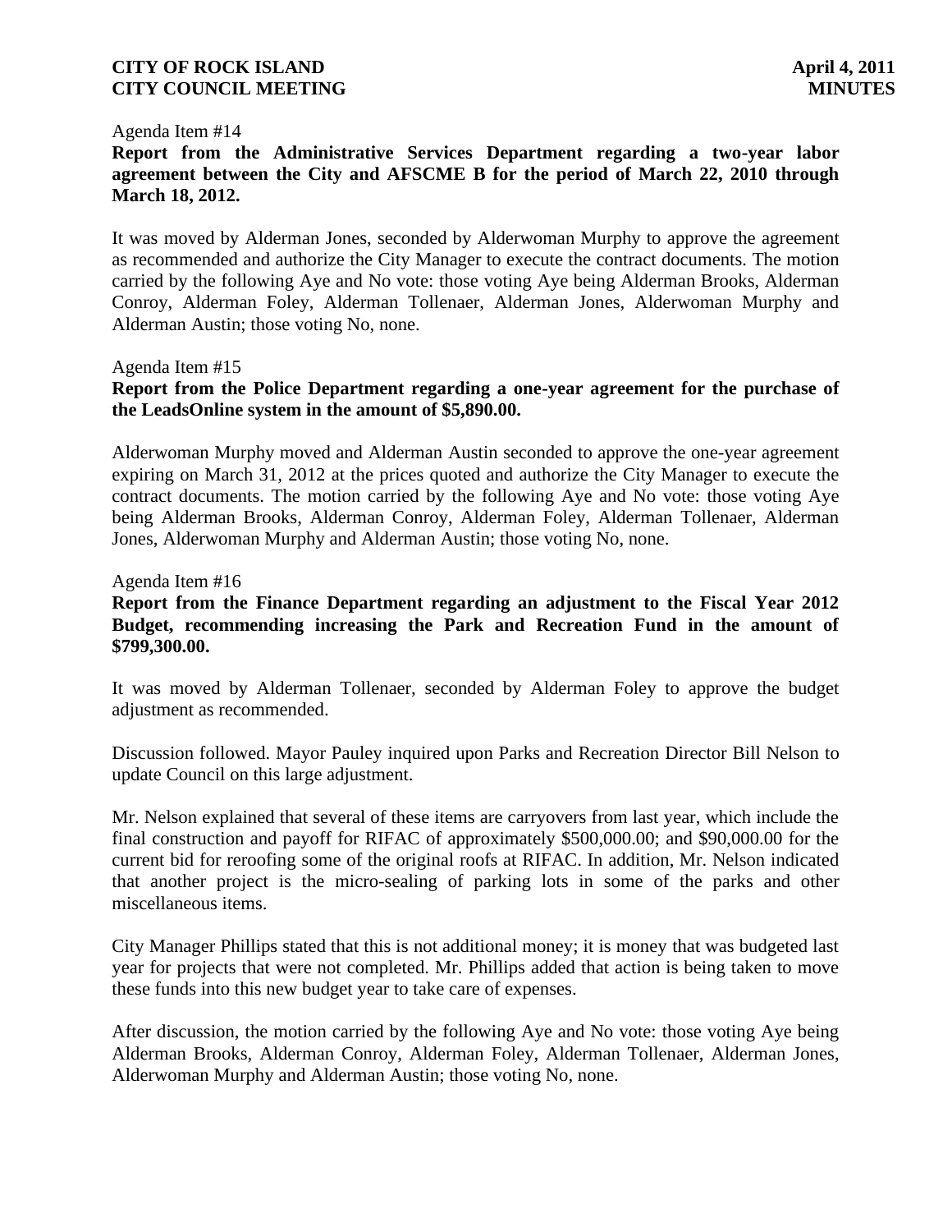Agenda Item #14

**Report from the Administrative Services Department regarding a two-year labor agreement between the City and AFSCME B for the period of March 22, 2010 through March 18, 2012.**

It was moved by Alderman Jones, seconded by Alderwoman Murphy to approve the agreement as recommended and authorize the City Manager to execute the contract documents. The motion carried by the following Aye and No vote: those voting Aye being Alderman Brooks, Alderman Conroy, Alderman Foley, Alderman Tollenaer, Alderman Jones, Alderwoman Murphy and Alderman Austin; those voting No, none.

Agenda Item #15

**Report from the Police Department regarding a one-year agreement for the purchase of the LeadsOnline system in the amount of $5,890.00.**

Alderwoman Murphy moved and Alderman Austin seconded to approve the one-year agreement expiring on March 31, 2012 at the prices quoted and authorize the City Manager to execute the contract documents. The motion carried by the following Aye and No vote: those voting Aye being Alderman Brooks, Alderman Conroy, Alderman Foley, Alderman Tollenaer, Alderman Jones, Alderwoman Murphy and Alderman Austin; those voting No, none.

Agenda Item #16

**Report from the Finance Department regarding an adjustment to the Fiscal Year 2012 Budget, recommending increasing the Park and Recreation Fund in the amount of $799,300.00.**

It was moved by Alderman Tollenaer, seconded by Alderman Foley to approve the budget adjustment as recommended.

Discussion followed. Mayor Pauley inquired upon Parks and Recreation Director Bill Nelson to update Council on this large adjustment.

Mr. Nelson explained that several of these items are carryovers from last year, which include the final construction and payoff for RIFAC of approximately $500,000.00; and $90,000.00 for the current bid for reroofing some of the original roofs at RIFAC. In addition, Mr. Nelson indicated that another project is the micro-sealing of parking lots in some of the parks and other miscellaneous items.

City Manager Phillips stated that this is not additional money; it is money that was budgeted last year for projects that were not completed. Mr. Phillips added that action is being taken to move these funds into this new budget year to take care of expenses.

After discussion, the motion carried by the following Aye and No vote: those voting Aye being Alderman Brooks, Alderman Conroy, Alderman Foley, Alderman Tollenaer, Alderman Jones, Alderwoman Murphy and Alderman Austin; those voting No, none.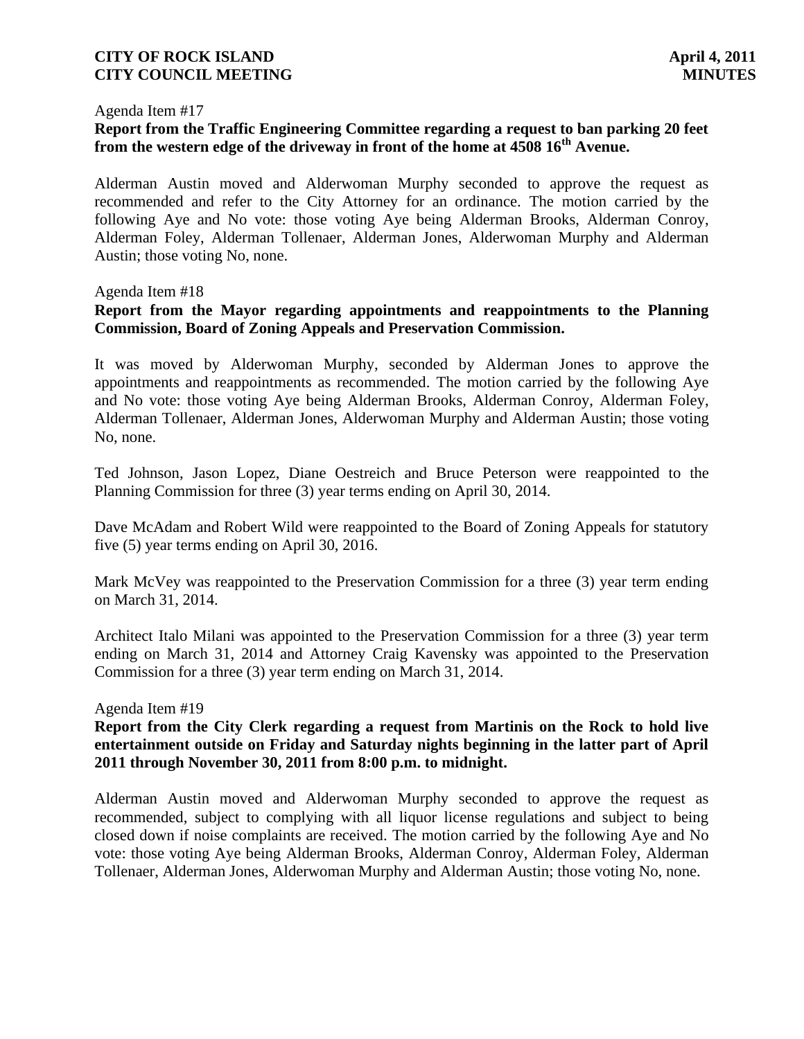Agenda Item #17

**Report from the Traffic Engineering Committee regarding a request to ban parking 20 feet from the western edge of the driveway in front of the home at 4508 16th Avenue.**

Alderman Austin moved and Alderwoman Murphy seconded to approve the request as recommended and refer to the City Attorney for an ordinance. The motion carried by the following Aye and No vote: those voting Aye being Alderman Brooks, Alderman Conroy, Alderman Foley, Alderman Tollenaer, Alderman Jones, Alderwoman Murphy and Alderman Austin; those voting No, none.

Agenda Item #18

**Report from the Mayor regarding appointments and reappointments to the Planning Commission, Board of Zoning Appeals and Preservation Commission.**

It was moved by Alderwoman Murphy, seconded by Alderman Jones to approve the appointments and reappointments as recommended. The motion carried by the following Aye and No vote: those voting Aye being Alderman Brooks, Alderman Conroy, Alderman Foley, Alderman Tollenaer, Alderman Jones, Alderwoman Murphy and Alderman Austin; those voting No, none.

Ted Johnson, Jason Lopez, Diane Oestreich and Bruce Peterson were reappointed to the Planning Commission for three (3) year terms ending on April 30, 2014.

Dave McAdam and Robert Wild were reappointed to the Board of Zoning Appeals for statutory five (5) year terms ending on April 30, 2016.

Mark McVey was reappointed to the Preservation Commission for a three (3) year term ending on March 31, 2014.

Architect Italo Milani was appointed to the Preservation Commission for a three (3) year term ending on March 31, 2014 and Attorney Craig Kavensky was appointed to the Preservation Commission for a three (3) year term ending on March 31, 2014.

Agenda Item #19

**Report from the City Clerk regarding a request from Martinis on the Rock to hold live entertainment outside on Friday and Saturday nights beginning in the latter part of April 2011 through November 30, 2011 from 8:00 p.m. to midnight.**

Alderman Austin moved and Alderwoman Murphy seconded to approve the request as recommended, subject to complying with all liquor license regulations and subject to being closed down if noise complaints are received. The motion carried by the following Aye and No vote: those voting Aye being Alderman Brooks, Alderman Conroy, Alderman Foley, Alderman Tollenaer, Alderman Jones, Alderwoman Murphy and Alderman Austin; those voting No, none.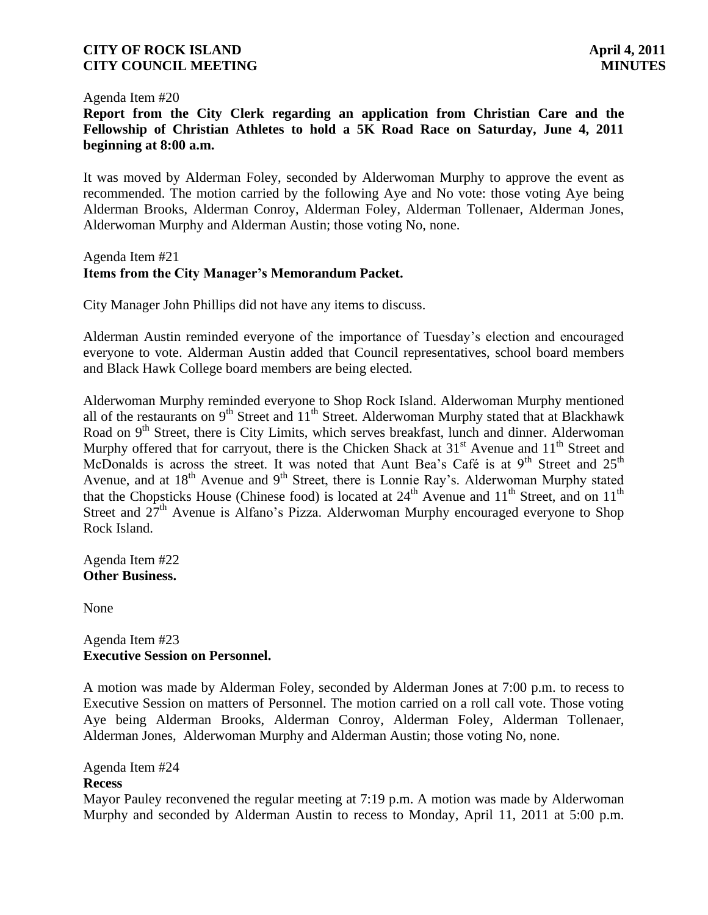Agenda Item #20
**Report from the City Clerk regarding an application from Christian Care and the Fellowship of Christian Athletes to hold a 5K Road Race on Saturday, June 4, 2011 beginning at 8:00 a.m.**

It was moved by Alderman Foley, seconded by Alderwoman Murphy to approve the event as recommended. The motion carried by the following Aye and No vote: those voting Aye being Alderman Brooks, Alderman Conroy, Alderman Foley, Alderman Tollenaer, Alderman Jones, Alderwoman Murphy and Alderman Austin; those voting No, none.

Agenda Item #21
**Items from the City Manager's Memorandum Packet.**

City Manager John Phillips did not have any items to discuss.

Alderman Austin reminded everyone of the importance of Tuesday's election and encouraged everyone to vote. Alderman Austin added that Council representatives, school board members and Black Hawk College board members are being elected.

Alderwoman Murphy reminded everyone to Shop Rock Island. Alderwoman Murphy mentioned all of the restaurants on 9th Street and 11th Street. Alderwoman Murphy stated that at Blackhawk Road on 9th Street, there is City Limits, which serves breakfast, lunch and dinner. Alderwoman Murphy offered that for carryout, there is the Chicken Shack at 31st Avenue and 11th Street and McDonalds is across the street. It was noted that Aunt Bea's Café is at 9th Street and 25th Avenue, and at 18th Avenue and 9th Street, there is Lonnie Ray's. Alderwoman Murphy stated that the Chopsticks House (Chinese food) is located at 24th Avenue and 11th Street, and on 11th Street and 27th Avenue is Alfano's Pizza. Alderwoman Murphy encouraged everyone to Shop Rock Island.

Agenda Item #22
**Other Business.**

None

Agenda Item #23
**Executive Session on Personnel.**

A motion was made by Alderman Foley, seconded by Alderman Jones at 7:00 p.m. to recess to Executive Session on matters of Personnel. The motion carried on a roll call vote. Those voting Aye being Alderman Brooks, Alderman Conroy, Alderman Foley, Alderman Tollenaer, Alderman Jones, Alderwoman Murphy and Alderman Austin; those voting No, none.

Agenda Item #24
**Recess**

Mayor Pauley reconvened the regular meeting at 7:19 p.m. A motion was made by Alderwoman Murphy and seconded by Alderman Austin to recess to Monday, April 11, 2011 at 5:00 p.m.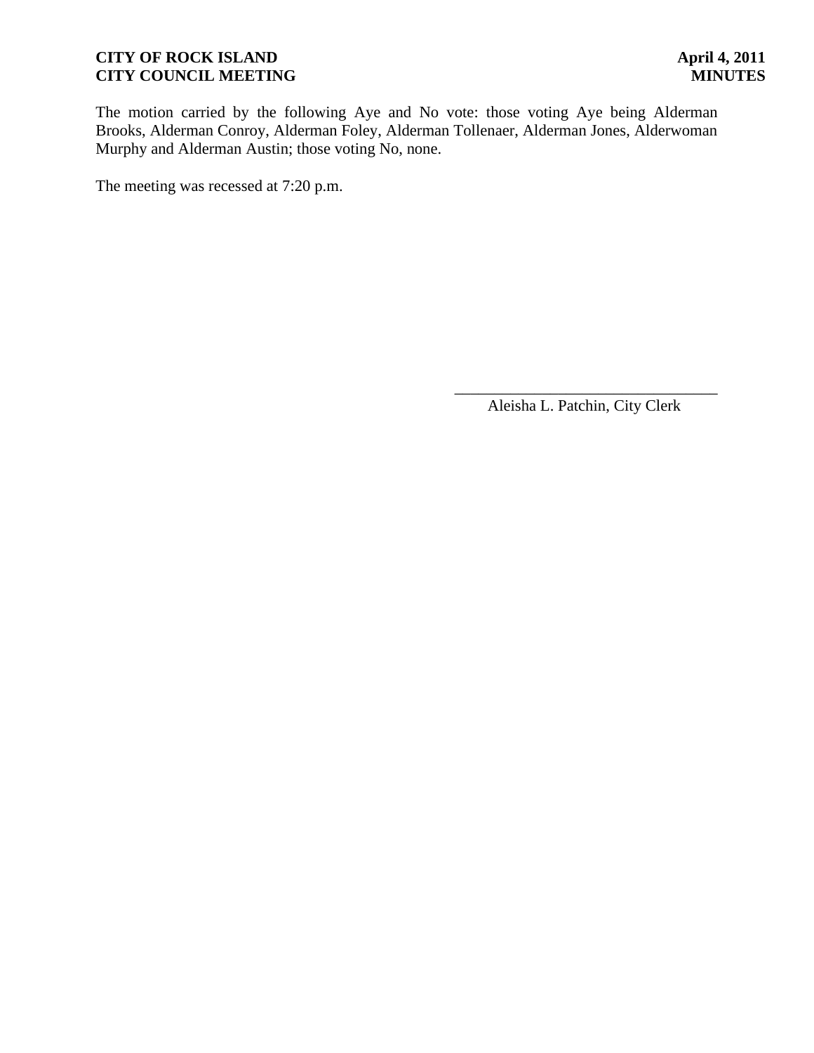The motion carried by the following Aye and No vote: those voting Aye being Alderman Brooks, Alderman Conroy, Alderman Foley, Alderman Tollenaer, Alderman Jones, Alderwoman Murphy and Alderman Austin; those voting No, none.

The meeting was recessed at 7:20 p.m.

\_\_\_\_\_\_\_\_\_\_\_\_\_\_\_\_\_\_\_\_\_\_\_\_\_\_\_\_\_\_\_\_\_\_

Aleisha L. Patchin, City Clerk